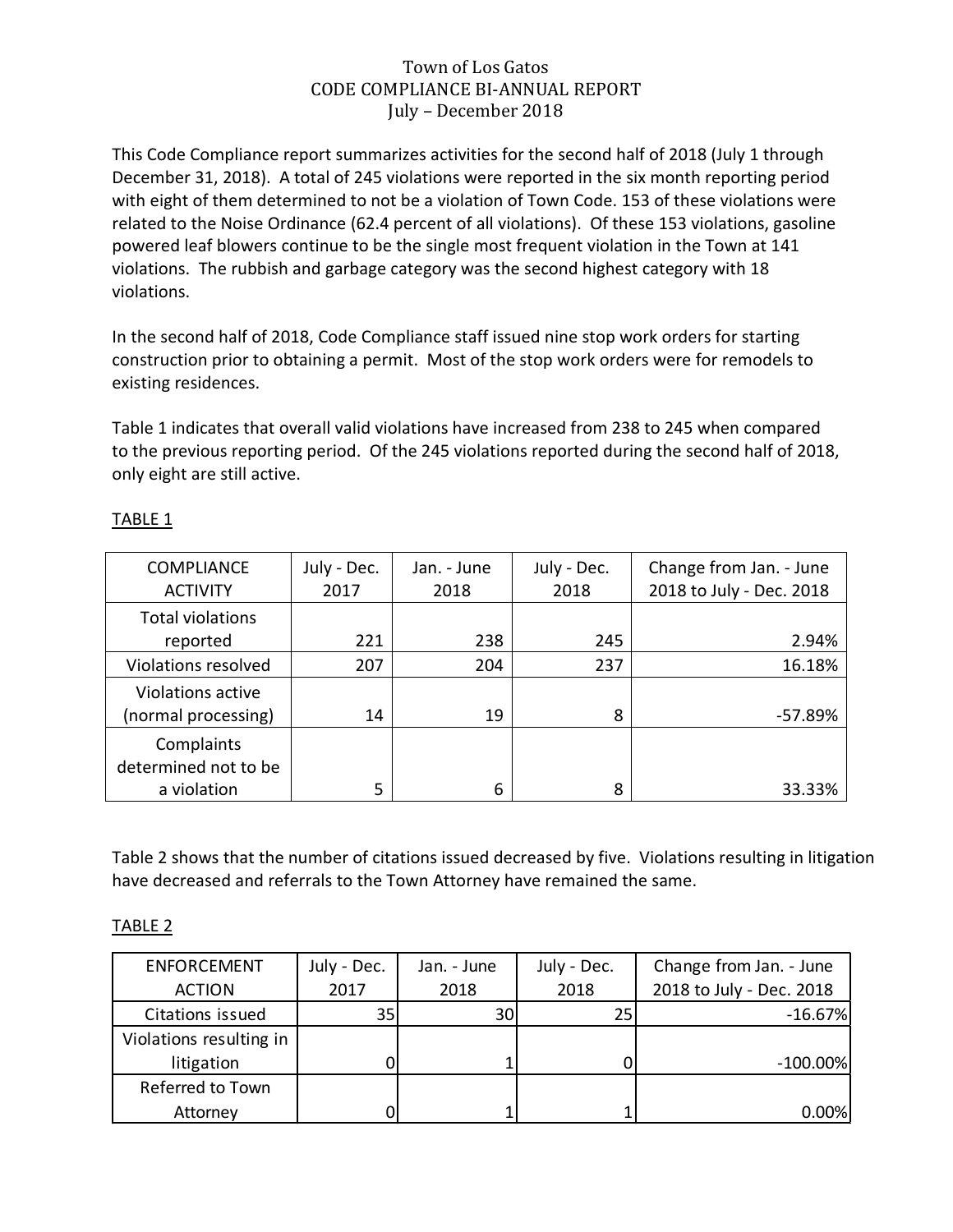# Town of Los Gatos
## CODE COMPLIANCE BI-ANNUAL REPORT
### July – December 2018

This Code Compliance report summarizes activities for the second half of 2018 (July 1 through December 31, 2018). A total of 245 violations were reported in the six month reporting period with eight of them determined to not be a violation of Town Code. 153 of these violations were related to the Noise Ordinance (62.4 percent of all violations). Of these 153 violations, gasoline powered leaf blowers continue to be the single most frequent violation in the Town at 141 violations. The rubbish and garbage category was the second highest category with 18 violations.

In the second half of 2018, Code Compliance staff issued nine stop work orders for starting construction prior to obtaining a permit. Most of the stop work orders were for remodels to existing residences.

Table 1 indicates that overall valid violations have increased from 238 to 245 when compared to the previous reporting period. Of the 245 violations reported during the second half of 2018, only eight are still active.

TABLE 1

| COMPLIANCE ACTIVITY | July - Dec. 2017 | Jan. - June 2018 | July - Dec. 2018 | Change from Jan. - June 2018 to July - Dec. 2018 |
|---|---|---|---|---|
| Total violations reported | 221 | 238 | 245 | 2.94% |
| Violations resolved | 207 | 204 | 237 | 16.18% |
| Violations active (normal processing) | 14 | 19 | 8 | -57.89% |
| Complaints determined not to be a violation | 5 | 6 | 8 | 33.33% |

Table 2 shows that the number of citations issued decreased by five. Violations resulting in litigation have decreased and referrals to the Town Attorney have remained the same.

TABLE 2

| ENFORCEMENT ACTION | July - Dec. 2017 | Jan. - June 2018 | July - Dec. 2018 | Change from Jan. - June 2018 to July - Dec. 2018 |
|---|---|---|---|---|
| Citations issued | 35 | 30 | 25 | -16.67% |
| Violations resulting in litigation | 0 | 1 | 0 | -100.00% |
| Referred to Town Attorney | 0 | 1 | 1 | 0.00% |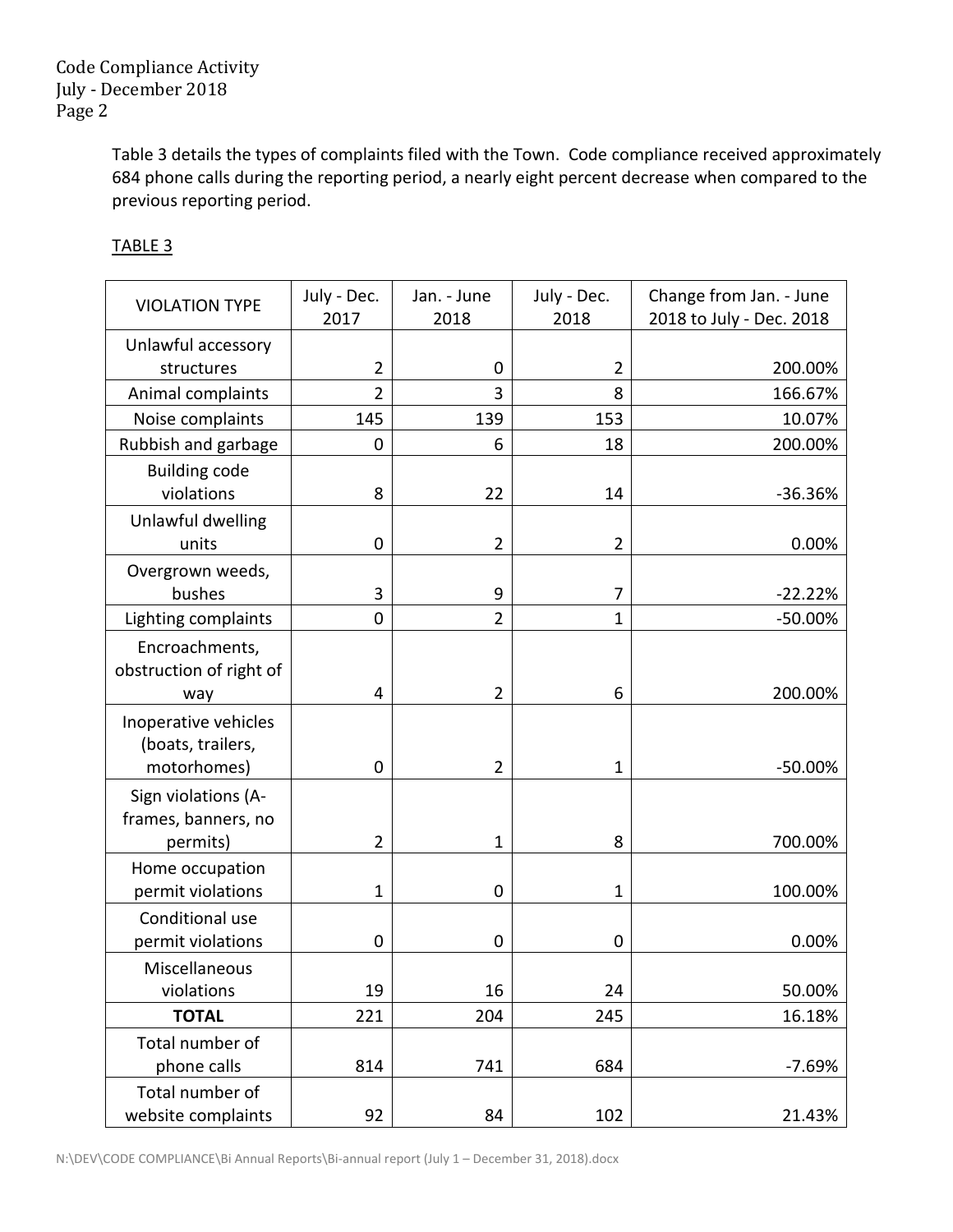Table 3 details the types of complaints filed with the Town. Code compliance received approximately 684 phone calls during the reporting period, a nearly eight percent decrease when compared to the previous reporting period.

TABLE 3

| VIOLATION TYPE | July - Dec. 2017 | Jan. - June 2018 | July - Dec. 2018 | Change from Jan. - June 2018 to July - Dec. 2018 |
|---|---|---|---|---|
| Unlawful accessory structures | 2 | 0 | 2 | 200.00% |
| Animal complaints | 2 | 3 | 8 | 166.67% |
| Noise complaints | 145 | 139 | 153 | 10.07% |
| Rubbish and garbage | 0 | 6 | 18 | 200.00% |
| Building code violations | 8 | 22 | 14 | -36.36% |
| Unlawful dwelling units | 0 | 2 | 2 | 0.00% |
| Overgrown weeds, bushes | 3 | 9 | 7 | -22.22% |
| Lighting complaints | 0 | 2 | 1 | -50.00% |
| Encroachments, obstruction of right of way | 4 | 2 | 6 | 200.00% |
| Inoperative vehicles (boats, trailers, motorhomes) | 0 | 2 | 1 | -50.00% |
| Sign violations (A-frames, banners, no permits) | 2 | 1 | 8 | 700.00% |
| Home occupation permit violations | 1 | 0 | 1 | 100.00% |
| Conditional use permit violations | 0 | 0 | 0 | 0.00% |
| Miscellaneous violations | 19 | 16 | 24 | 50.00% |
| **TOTAL** | 221 | 204 | 245 | 16.18% |
| Total number of phone calls | 814 | 741 | 684 | -7.69% |
| Total number of website complaints | 92 | 84 | 102 | 21.43% |